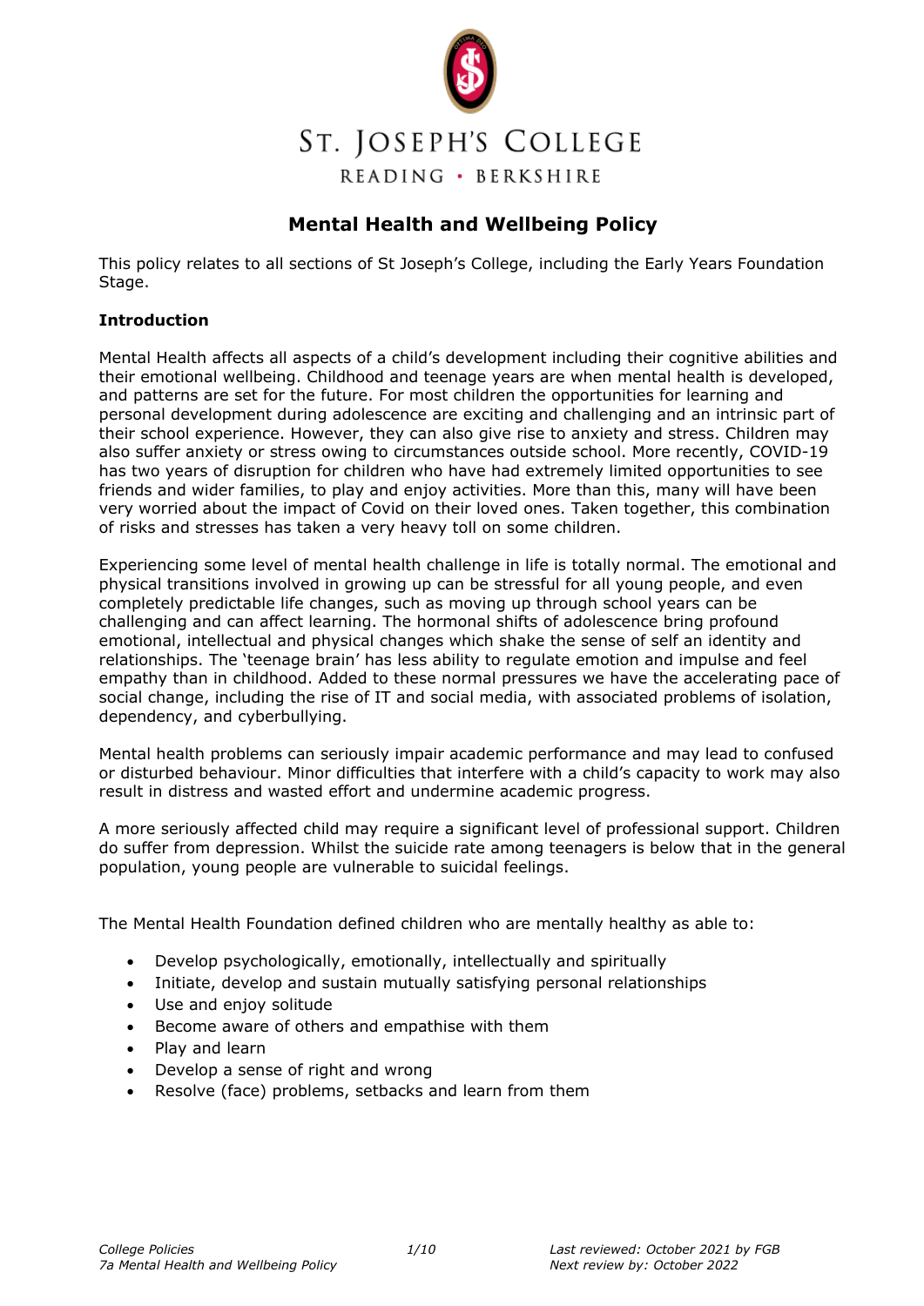ST. JOSEPH'S COLLEGE

READING • BERKSHIRE

# Mental Health and Wellbeing Policy

This policy relates to all sections of St Joseph's College, including the Early Years Foundation Stage.

**Introduction**

Mental Health affects all aspects of a child's development including their cognitive abilities and their emotional wellbeing. Childhood and teenage years are when mental health is developed, and patterns are set for the future. For most children the opportunities for learning and personal development during adolescence are exciting and challenging and an intrinsic part of their school experience. However, they can also give rise to anxiety and stress. Children may also suffer anxiety or stress owing to circumstances outside school. More recently, COVID-19 has two years of disruption for children who have had extremely limited opportunities to see friends and wider families, to play and enjoy activities. More than this, many will have been very worried about the impact of Covid on their loved ones. Taken together, this combination of risks and stresses has taken a very heavy toll on some children.

Experiencing some level of mental health challenge in life is totally normal. The emotional and physical transitions involved in growing up can be stressful for all young people, and even completely predictable life changes, such as moving up through school years can be challenging and can affect learning. The hormonal shifts of adolescence bring profound emotional, intellectual and physical changes which shake the sense of self an identity and relationships. The 'teenage brain' has less ability to regulate emotion and impulse and feel empathy than in childhood. Added to these normal pressures we have the accelerating pace of social change, including the rise of IT and social media, with associated problems of isolation, dependency, and cyberbullying.

Mental health problems can seriously impair academic performance and may lead to confused or disturbed behaviour. Minor difficulties that interfere with a child's capacity to work may also result in distress and wasted effort and undermine academic progress.

A more seriously affected child may require a significant level of professional support. Children do suffer from depression. Whilst the suicide rate among teenagers is below that in the general population, young people are vulnerable to suicidal feelings.

The Mental Health Foundation defined children who are mentally healthy as able to:

- Develop psychologically, emotionally, intellectually and spiritually
- Initiate, develop and sustain mutually satisfying personal relationships
- Use and enjoy solitude
- Become aware of others and empathise with them
- Play and learn
- Develop a sense of right and wrong
- Resolve (face) problems, setbacks and learn from them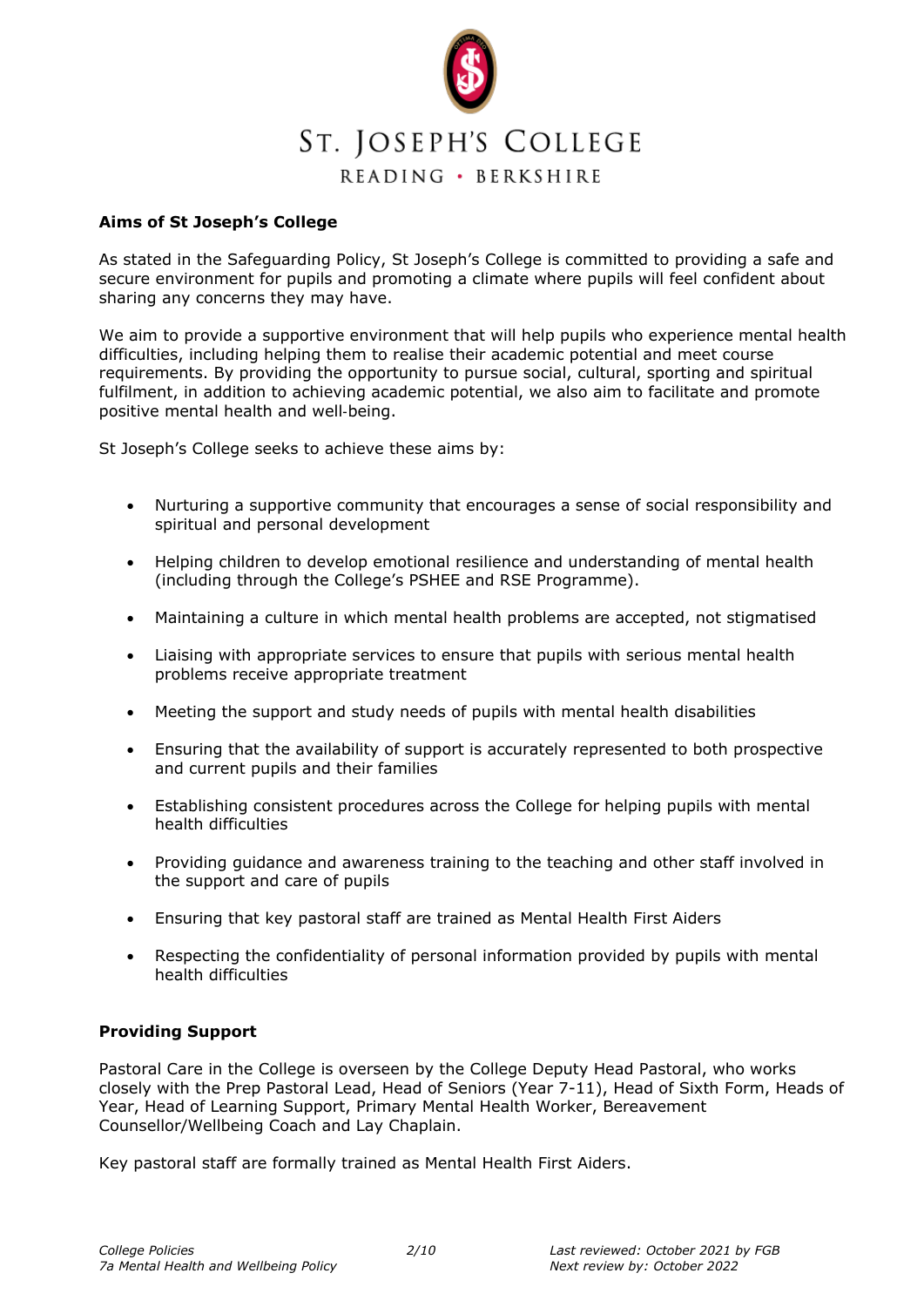**Aims of St Joseph's College**

As stated in the Safeguarding Policy, St Joseph's College is committed to providing a safe and secure environment for pupils and promoting a climate where pupils will feel confident about sharing any concerns they may have.

We aim to provide a supportive environment that will help pupils who experience mental health difficulties, including helping them to realise their academic potential and meet course requirements. By providing the opportunity to pursue social, cultural, sporting and spiritual fulfilment, in addition to achieving academic potential, we also aim to facilitate and promote positive mental health and well-being.

St Joseph's College seeks to achieve these aims by:

- Nurturing a supportive community that encourages a sense of social responsibility and spiritual and personal development
- Helping children to develop emotional resilience and understanding of mental health (including through the College's PSHEE and RSE Programme).
- Maintaining a culture in which mental health problems are accepted, not stigmatised
- Liaising with appropriate services to ensure that pupils with serious mental health problems receive appropriate treatment
- Meeting the support and study needs of pupils with mental health disabilities
- Ensuring that the availability of support is accurately represented to both prospective and current pupils and their families
- Establishing consistent procedures across the College for helping pupils with mental health difficulties
- Providing guidance and awareness training to the teaching and other staff involved in the support and care of pupils
- Ensuring that key pastoral staff are trained as Mental Health First Aiders
- Respecting the confidentiality of personal information provided by pupils with mental health difficulties

**Providing Support**

Pastoral Care in the College is overseen by the College Deputy Head Pastoral, who works closely with the Prep Pastoral Lead, Head of Seniors (Year 7-11), Head of Sixth Form, Heads of Year, Head of Learning Support, Primary Mental Health Worker, Bereavement Counsellor/Wellbeing Coach and Lay Chaplain.

Key pastoral staff are formally trained as Mental Health First Aiders.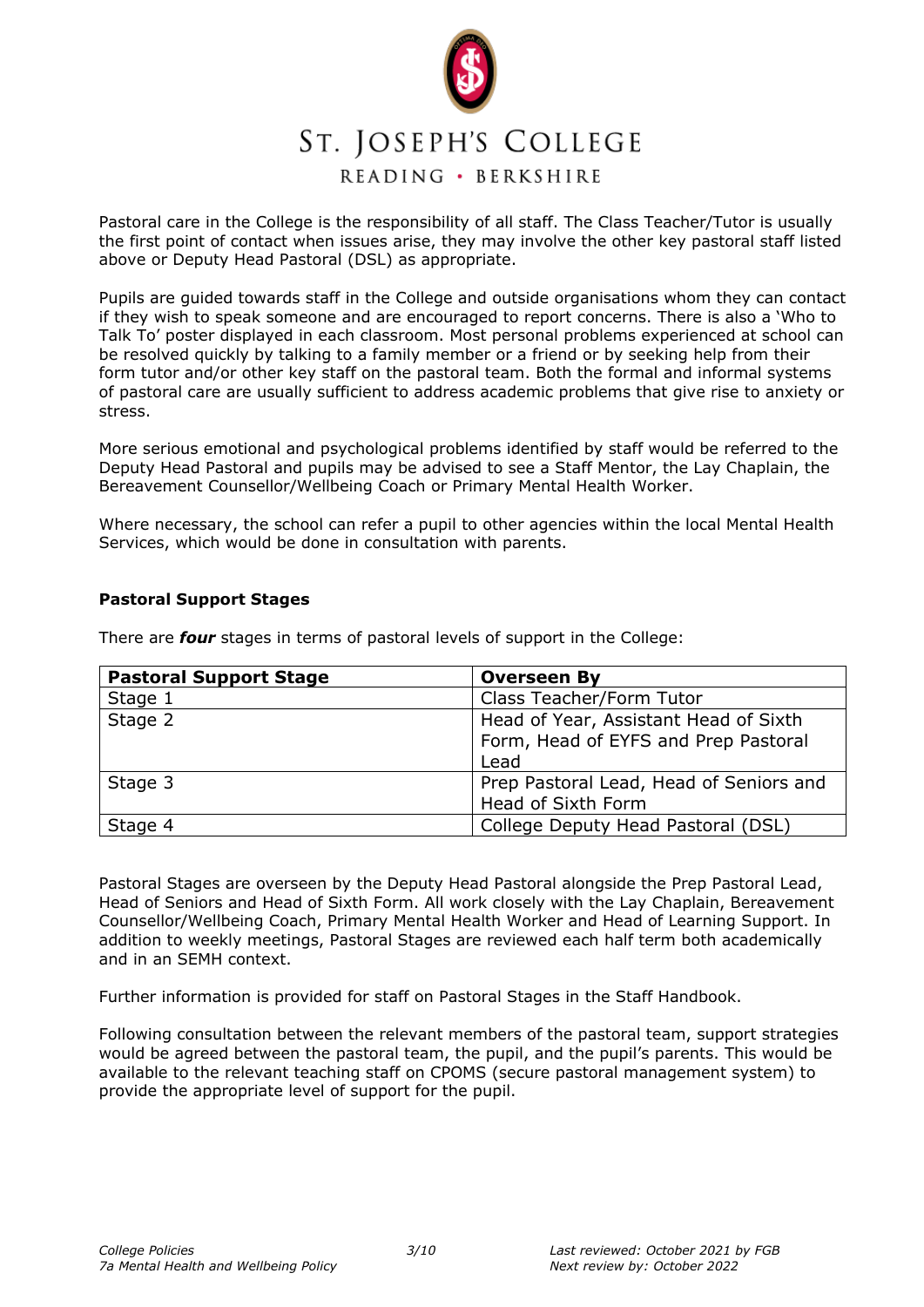Pastoral care in the College is the responsibility of all staff. The Class Teacher/Tutor is usually the first point of contact when issues arise, they may involve the other key pastoral staff listed above or Deputy Head Pastoral (DSL) as appropriate.

Pupils are guided towards staff in the College and outside organisations whom they can contact if they wish to speak someone and are encouraged to report concerns. There is also a 'Who to Talk To' poster displayed in each classroom. Most personal problems experienced at school can be resolved quickly by talking to a family member or a friend or by seeking help from their form tutor and/or other key staff on the pastoral team. Both the formal and informal systems of pastoral care are usually sufficient to address academic problems that give rise to anxiety or stress.

More serious emotional and psychological problems identified by staff would be referred to the Deputy Head Pastoral and pupils may be advised to see a Staff Mentor, the Lay Chaplain, the Bereavement Counsellor/Wellbeing Coach or Primary Mental Health Worker.

Where necessary, the school can refer a pupil to other agencies within the local Mental Health Services, which would be done in consultation with parents.

**Pastoral Support Stages**

There are ***four*** stages in terms of pastoral levels of support in the College:

| **Pastoral Support Stage** | **Overseen By** |
|---|---|
| Stage 1 | Class Teacher/Form Tutor |
| Stage 2 | Head of Year, Assistant Head of Sixth Form, Head of EYFS and Prep Pastoral Lead |
| Stage 3 | Prep Pastoral Lead, Head of Seniors and Head of Sixth Form |
| Stage 4 | College Deputy Head Pastoral (DSL) |

Pastoral Stages are overseen by the Deputy Head Pastoral alongside the Prep Pastoral Lead, Head of Seniors and Head of Sixth Form. All work closely with the Lay Chaplain, Bereavement Counsellor/Wellbeing Coach, Primary Mental Health Worker and Head of Learning Support. In addition to weekly meetings, Pastoral Stages are reviewed each half term both academically and in an SEMH context.

Further information is provided for staff on Pastoral Stages in the Staff Handbook.

Following consultation between the relevant members of the pastoral team, support strategies would be agreed between the pastoral team, the pupil, and the pupil's parents. This would be available to the relevant teaching staff on CPOMS (secure pastoral management system) to provide the appropriate level of support for the pupil.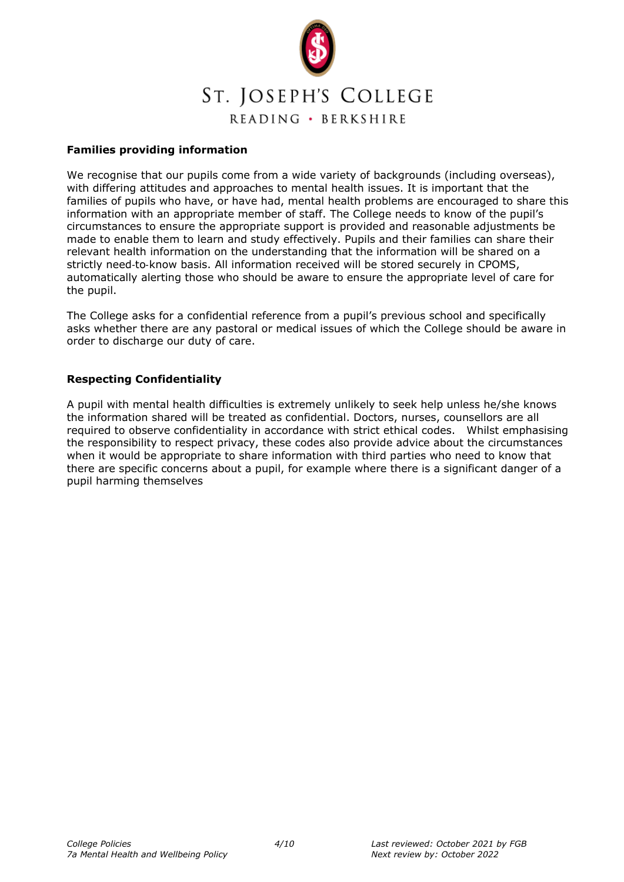**Families providing information**

We recognise that our pupils come from a wide variety of backgrounds (including overseas), with differing attitudes and approaches to mental health issues. It is important that the families of pupils who have, or have had, mental health problems are encouraged to share this information with an appropriate member of staff. The College needs to know of the pupil's circumstances to ensure the appropriate support is provided and reasonable adjustments be made to enable them to learn and study effectively. Pupils and their families can share their relevant health information on the understanding that the information will be shared on a strictly need-to-know basis. All information received will be stored securely in CPOMS, automatically alerting those who should be aware to ensure the appropriate level of care for the pupil.

The College asks for a confidential reference from a pupil's previous school and specifically asks whether there are any pastoral or medical issues of which the College should be aware in order to discharge our duty of care.

**Respecting Confidentiality**

A pupil with mental health difficulties is extremely unlikely to seek help unless he/she knows the information shared will be treated as confidential. Doctors, nurses, counsellors are all required to observe confidentiality in accordance with strict ethical codes. Whilst emphasising the responsibility to respect privacy, these codes also provide advice about the circumstances when it would be appropriate to share information with third parties who need to know that there are specific concerns about a pupil, for example where there is a significant danger of a pupil harming themselves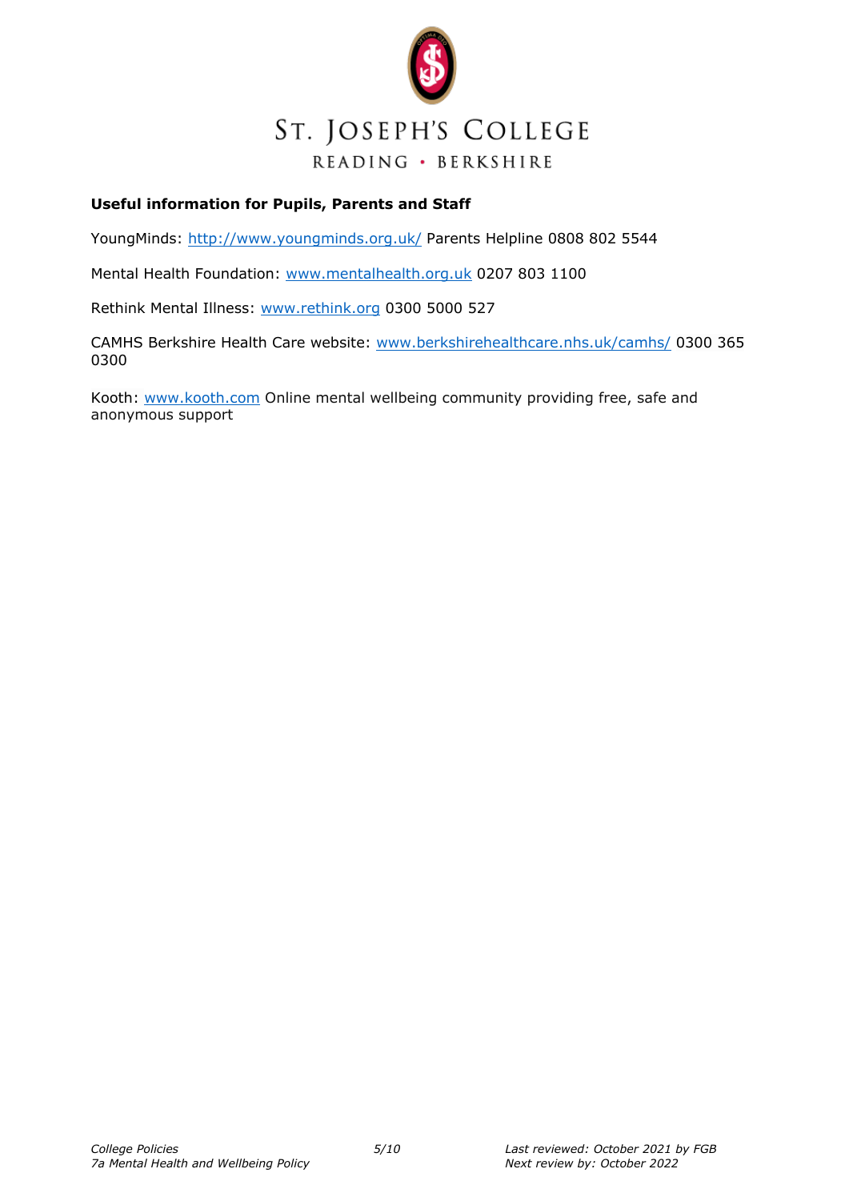**Useful information for Pupils, Parents and Staff**

YoungMinds: http://www.youngminds.org.uk/ Parents Helpline 0808 802 5544

Mental Health Foundation: www.mentalhealth.org.uk 0207 803 1100

Rethink Mental Illness: www.rethink.org 0300 5000 527

CAMHS Berkshire Health Care website: www.berkshirehealthcare.nhs.uk/camhs/ 0300 365 0300

Kooth: www.kooth.com Online mental wellbeing community providing free, safe and anonymous support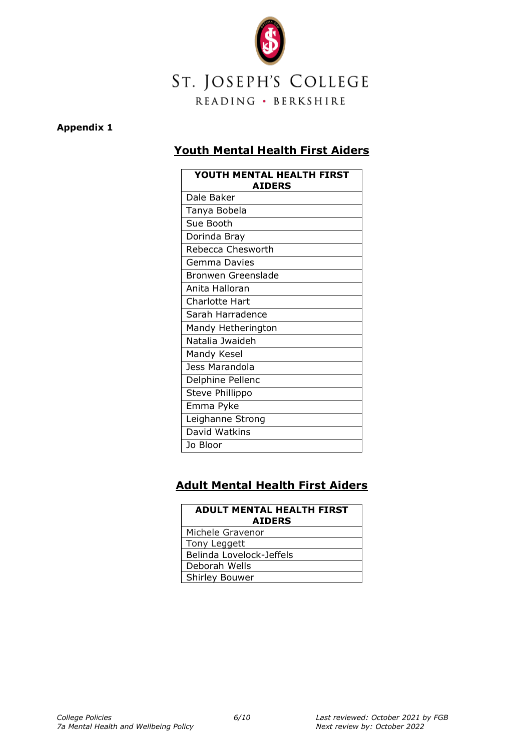**Appendix 1**

## Youth Mental Health First Aiders

| YOUTH MENTAL HEALTH FIRST AIDERS |
|---|
| Dale Baker |
| Tanya Bobela |
| Sue Booth |
| Dorinda Bray |
| Rebecca Chesworth |
| Gemma Davies |
| Bronwen Greenslade |
| Anita Halloran |
| Charlotte Hart |
| Sarah Harradence |
| Mandy Hetherington |
| Natalia Jwaideh |
| Mandy Kesel |
| Jess Marandola |
| Delphine Pellenc |
| Steve Phillippo |
| Emma Pyke |
| Leighanne Strong |
| David Watkins |
| Jo Bloor |

## Adult Mental Health First Aiders

| ADULT MENTAL HEALTH FIRST AIDERS |
|---|
| Michele Gravenor |
| Tony Leggett |
| Belinda Lovelock-Jeffels |
| Deborah Wells |
| Shirley Bouwer |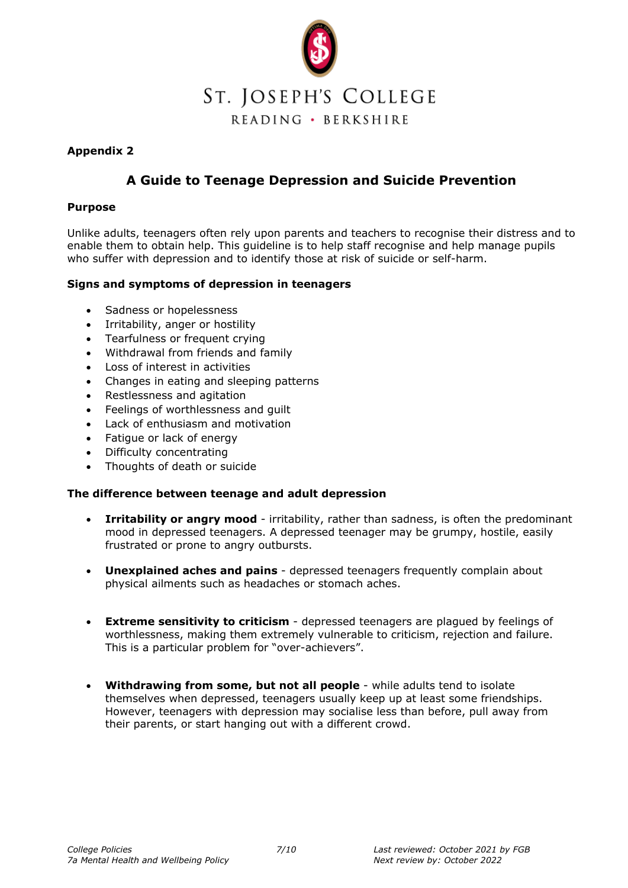ST. JOSEPH'S COLLEGE
READING • BERKSHIRE

**Appendix 2**

## A Guide to Teenage Depression and Suicide Prevention

**Purpose**

Unlike adults, teenagers often rely upon parents and teachers to recognise their distress and to enable them to obtain help. This guideline is to help staff recognise and help manage pupils who suffer with depression and to identify those at risk of suicide or self-harm.

**Signs and symptoms of depression in teenagers**

- Sadness or hopelessness
- Irritability, anger or hostility
- Tearfulness or frequent crying
- Withdrawal from friends and family
- Loss of interest in activities
- Changes in eating and sleeping patterns
- Restlessness and agitation
- Feelings of worthlessness and guilt
- Lack of enthusiasm and motivation
- Fatigue or lack of energy
- Difficulty concentrating
- Thoughts of death or suicide

**The difference between teenage and adult depression**

- **Irritability or angry mood** - irritability, rather than sadness, is often the predominant mood in depressed teenagers. A depressed teenager may be grumpy, hostile, easily frustrated or prone to angry outbursts.

- **Unexplained aches and pains** - depressed teenagers frequently complain about physical ailments such as headaches or stomach aches.

- **Extreme sensitivity to criticism** - depressed teenagers are plagued by feelings of worthlessness, making them extremely vulnerable to criticism, rejection and failure. This is a particular problem for "over-achievers".

- **Withdrawing from some, but not all people** - while adults tend to isolate themselves when depressed, teenagers usually keep up at least some friendships. However, teenagers with depression may socialise less than before, pull away from their parents, or start hanging out with a different crowd.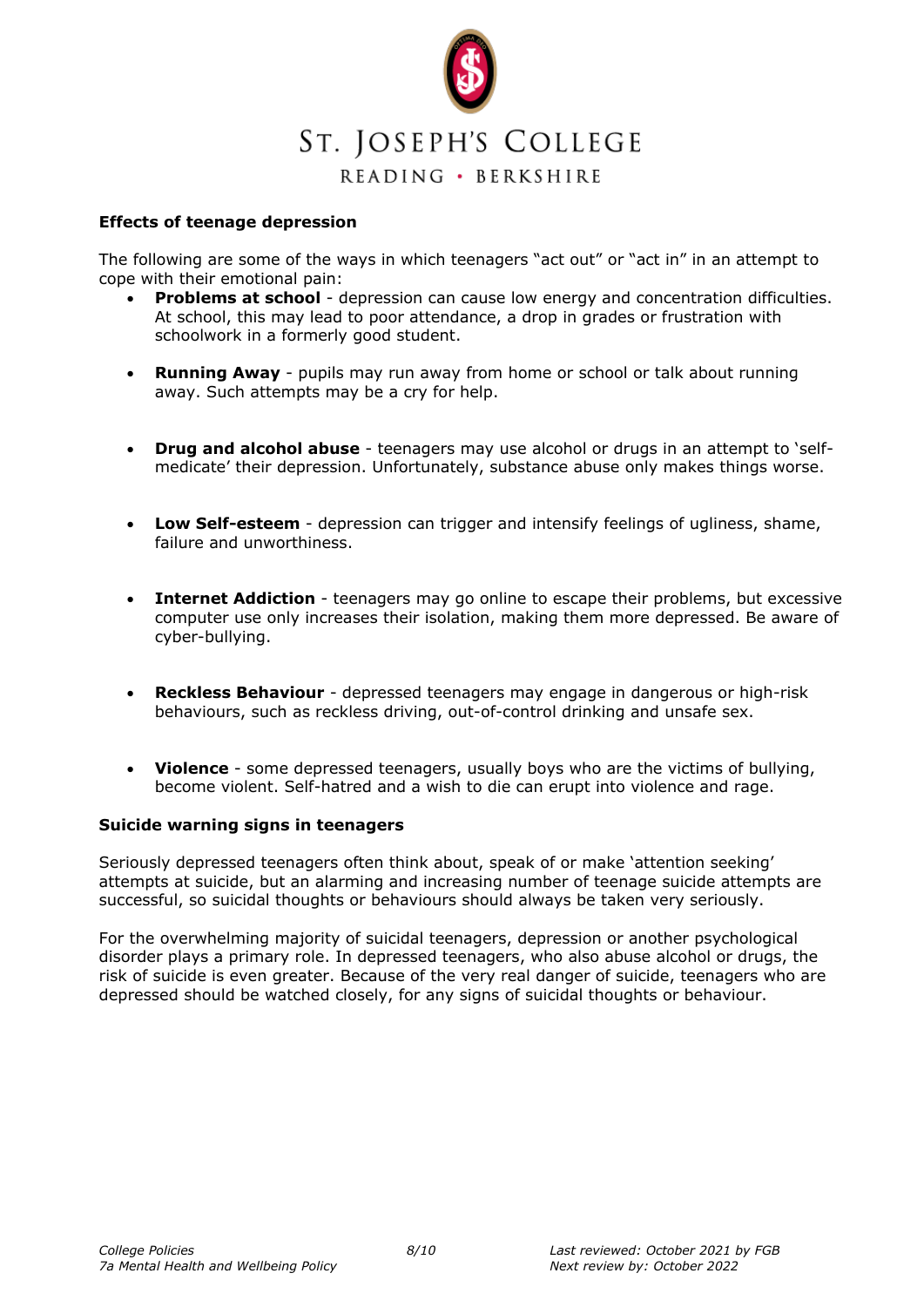**Effects of teenage depression**

The following are some of the ways in which teenagers "act out" or "act in" in an attempt to cope with their emotional pain:

- **Problems at school** - depression can cause low energy and concentration difficulties. At school, this may lead to poor attendance, a drop in grades or frustration with schoolwork in a formerly good student.
- **Running Away** - pupils may run away from home or school or talk about running away. Such attempts may be a cry for help.
- **Drug and alcohol abuse** - teenagers may use alcohol or drugs in an attempt to 'self-medicate' their depression. Unfortunately, substance abuse only makes things worse.
- **Low Self-esteem** - depression can trigger and intensify feelings of ugliness, shame, failure and unworthiness.
- **Internet Addiction** - teenagers may go online to escape their problems, but excessive computer use only increases their isolation, making them more depressed. Be aware of cyber-bullying.
- **Reckless Behaviour** - depressed teenagers may engage in dangerous or high-risk behaviours, such as reckless driving, out-of-control drinking and unsafe sex.
- **Violence** - some depressed teenagers, usually boys who are the victims of bullying, become violent. Self-hatred and a wish to die can erupt into violence and rage.

**Suicide warning signs in teenagers**

Seriously depressed teenagers often think about, speak of or make 'attention seeking' attempts at suicide, but an alarming and increasing number of teenage suicide attempts are successful, so suicidal thoughts or behaviours should always be taken very seriously.

For the overwhelming majority of suicidal teenagers, depression or another psychological disorder plays a primary role. In depressed teenagers, who also abuse alcohol or drugs, the risk of suicide is even greater. Because of the very real danger of suicide, teenagers who are depressed should be watched closely, for any signs of suicidal thoughts or behaviour.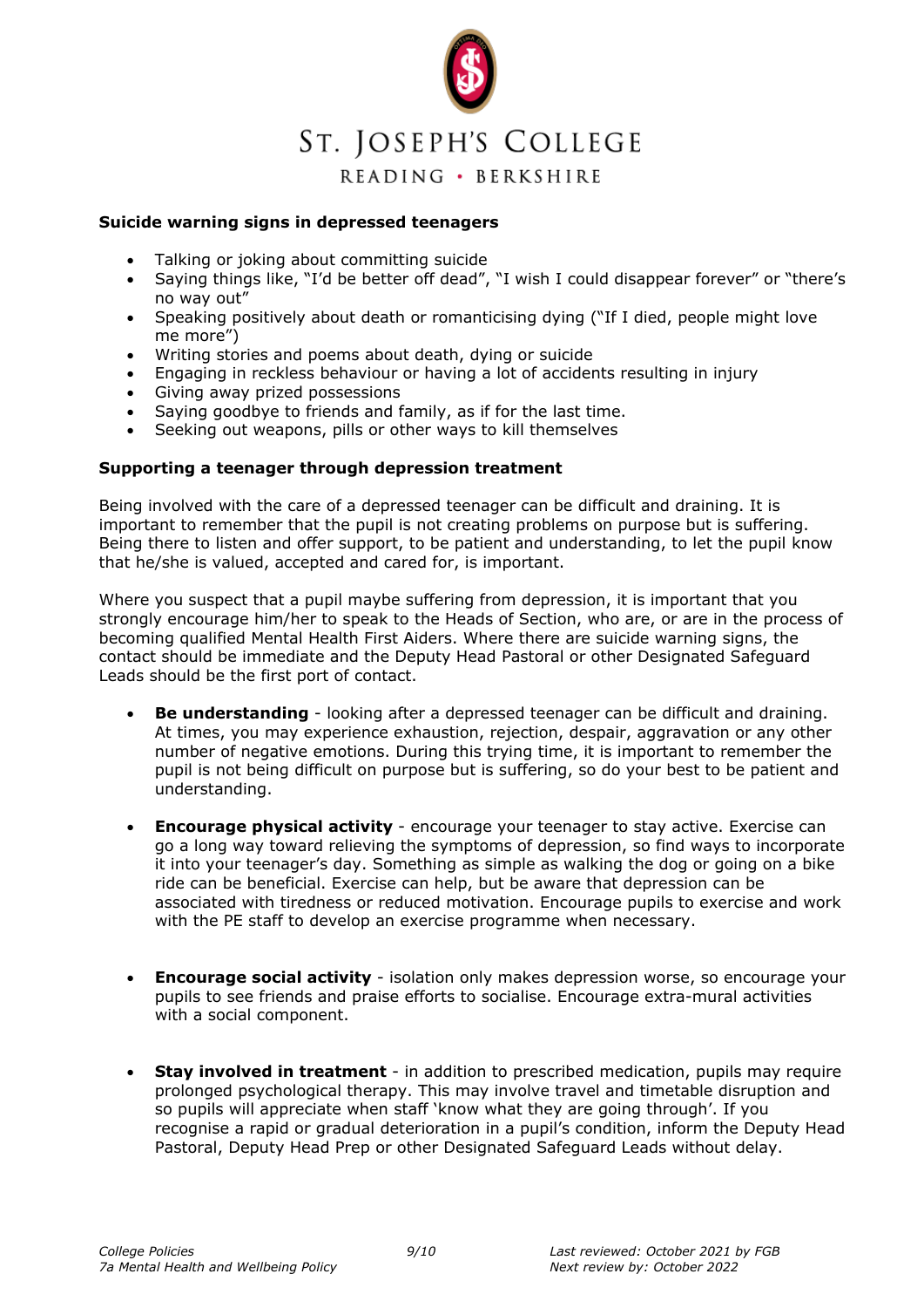**Suicide warning signs in depressed teenagers**

- Talking or joking about committing suicide
- Saying things like, "I'd be better off dead", "I wish I could disappear forever" or "there's no way out"
- Speaking positively about death or romanticising dying ("If I died, people might love me more")
- Writing stories and poems about death, dying or suicide
- Engaging in reckless behaviour or having a lot of accidents resulting in injury
- Giving away prized possessions
- Saying goodbye to friends and family, as if for the last time.
- Seeking out weapons, pills or other ways to kill themselves

**Supporting a teenager through depression treatment**

Being involved with the care of a depressed teenager can be difficult and draining. It is important to remember that the pupil is not creating problems on purpose but is suffering. Being there to listen and offer support, to be patient and understanding, to let the pupil know that he/she is valued, accepted and cared for, is important.

Where you suspect that a pupil maybe suffering from depression, it is important that you strongly encourage him/her to speak to the Heads of Section, who are, or are in the process of becoming qualified Mental Health First Aiders. Where there are suicide warning signs, the contact should be immediate and the Deputy Head Pastoral or other Designated Safeguard Leads should be the first port of contact.

- **Be understanding** - looking after a depressed teenager can be difficult and draining. At times, you may experience exhaustion, rejection, despair, aggravation or any other number of negative emotions. During this trying time, it is important to remember the pupil is not being difficult on purpose but is suffering, so do your best to be patient and understanding.

- **Encourage physical activity** - encourage your teenager to stay active. Exercise can go a long way toward relieving the symptoms of depression, so find ways to incorporate it into your teenager's day. Something as simple as walking the dog or going on a bike ride can be beneficial. Exercise can help, but be aware that depression can be associated with tiredness or reduced motivation. Encourage pupils to exercise and work with the PE staff to develop an exercise programme when necessary.

- **Encourage social activity** - isolation only makes depression worse, so encourage your pupils to see friends and praise efforts to socialise. Encourage extra-mural activities with a social component.

- **Stay involved in treatment** - in addition to prescribed medication, pupils may require prolonged psychological therapy. This may involve travel and timetable disruption and so pupils will appreciate when staff 'know what they are going through'. If you recognise a rapid or gradual deterioration in a pupil's condition, inform the Deputy Head Pastoral, Deputy Head Prep or other Designated Safeguard Leads without delay.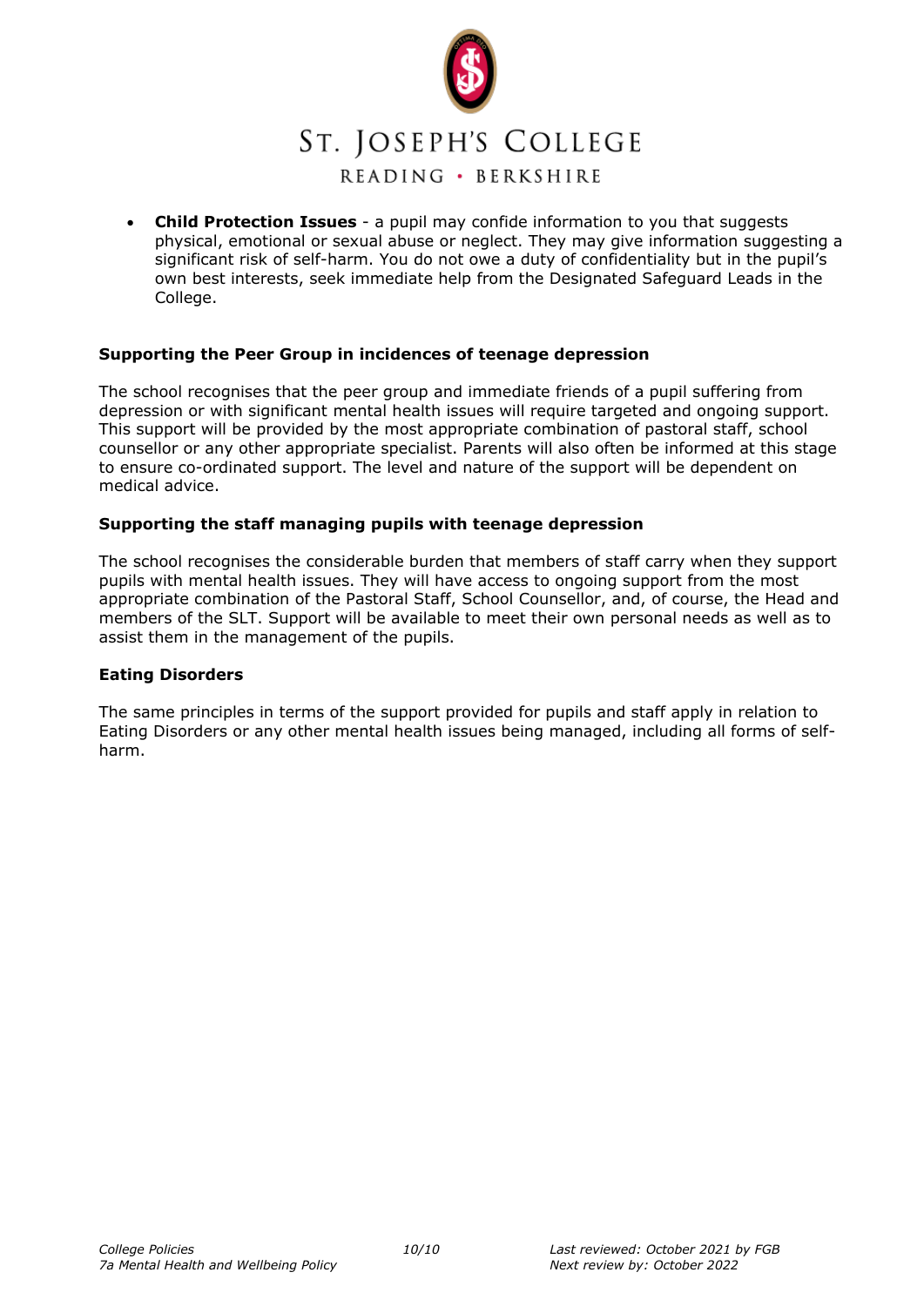- **Child Protection Issues** - a pupil may confide information to you that suggests physical, emotional or sexual abuse or neglect. They may give information suggesting a significant risk of self-harm. You do not owe a duty of confidentiality but in the pupil's own best interests, seek immediate help from the Designated Safeguard Leads in the College.

### Supporting the Peer Group in incidences of teenage depression

The school recognises that the peer group and immediate friends of a pupil suffering from depression or with significant mental health issues will require targeted and ongoing support. This support will be provided by the most appropriate combination of pastoral staff, school counsellor or any other appropriate specialist. Parents will also often be informed at this stage to ensure co-ordinated support. The level and nature of the support will be dependent on medical advice.

### Supporting the staff managing pupils with teenage depression

The school recognises the considerable burden that members of staff carry when they support pupils with mental health issues. They will have access to ongoing support from the most appropriate combination of the Pastoral Staff, School Counsellor, and, of course, the Head and members of the SLT. Support will be available to meet their own personal needs as well as to assist them in the management of the pupils.

### Eating Disorders

The same principles in terms of the support provided for pupils and staff apply in relation to Eating Disorders or any other mental health issues being managed, including all forms of self-harm.